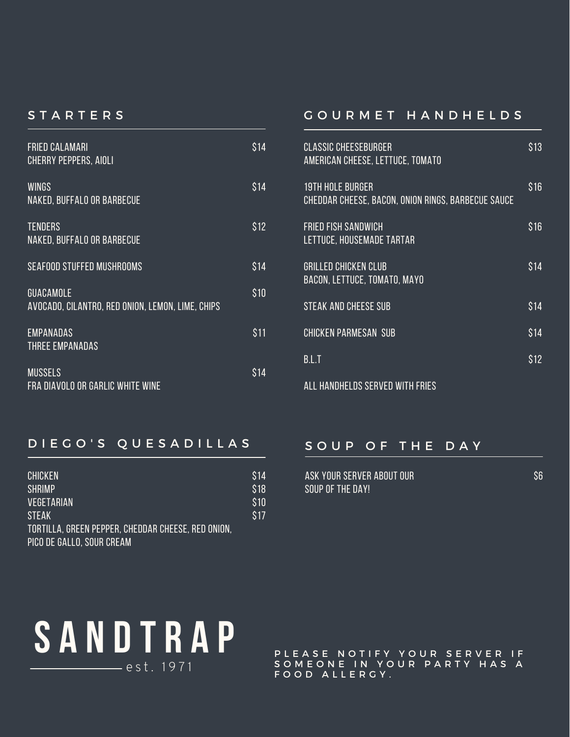## STARTERS

**FRIED CALAMARI** — $14
CHERRY PEPPERS, AIOLI

**WINGS** — $14
NAKED, BUFFALO OR BARBECUE

**TENDERS** — $12
NAKED, BUFFALO OR BARBECUE

**SEAFOOD STUFFED MUSHROOMS** — $14

**GUACAMOLE** — $10
AVOCADO, CILANTRO, RED ONION, LEMON, LIME, CHIPS

**EMPANADAS** — $11
THREE EMPANADAS

**MUSSELS** — $14
FRA DIAVOLO OR GARLIC WHITE WINE

## GOURMET HANDHELDS

**CLASSIC CHEESEBURGER** — $13
AMERICAN CHEESE, LETTUCE, TOMATO

**19TH HOLE BURGER** — $16
CHEDDAR CHEESE, BACON, ONION RINGS, BARBECUE SAUCE

**FRIED FISH SANDWICH** — $16
LETTUCE, HOUSEMADE TARTAR

**GRILLED CHICKEN CLUB** — $14
BACON, LETTUCE, TOMATO, MAYO

**STEAK AND CHEESE SUB** — $14

**CHICKEN PARMESAN SUB** — $14

**B.L.T** — $12

ALL HANDHELDS SERVED WITH FRIES

## DIEGO'S QUESADILLAS

| | |
|---|---|
| CHICKEN | $14 |
| SHRIMP | $18 |
| VEGETARIAN | $10 |
| STEAK | $17 |

TORTILLA, GREEN PEPPER, CHEDDAR CHEESE, RED ONION, PICO DE GALLO, SOUR CREAM

## SOUP OF THE DAY

ASK YOUR SERVER ABOUT OUR SOUP OF THE DAY! — $6

# SANDTRAP

est. 1971

PLEASE NOTIFY YOUR SERVER IF SOMEONE IN YOUR PARTY HAS A FOOD ALLERGY.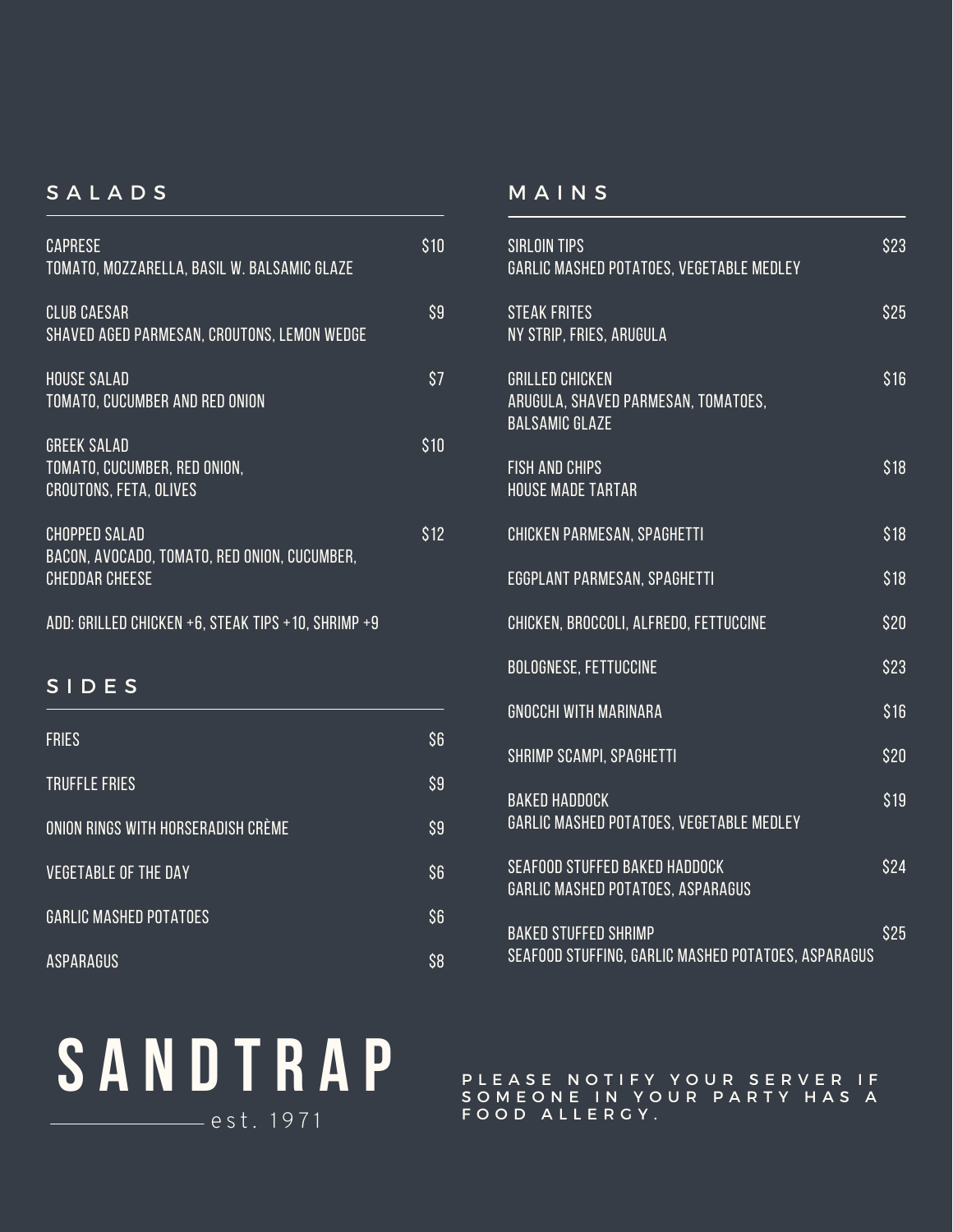## SALADS

**CAPRESE** — $10
TOMATO, MOZZARELLA, BASIL W. BALSAMIC GLAZE

**CLUB CAESAR** — $9
SHAVED AGED PARMESAN, CROUTONS, LEMON WEDGE

**HOUSE SALAD** — $7
TOMATO, CUCUMBER AND RED ONION

**GREEK SALAD** — $10
TOMATO, CUCUMBER, RED ONION, CROUTONS, FETA, OLIVES

**CHOPPED SALAD** — $12
BACON, AVOCADO, TOMATO, RED ONION, CUCUMBER, CHEDDAR CHEESE

ADD: GRILLED CHICKEN +6, STEAK TIPS +10, SHRIMP +9

## SIDES

| | |
|---|---|
| FRIES | $6 |
| TRUFFLE FRIES | $9 |
| ONION RINGS WITH HORSERADISH CRÈME | $9 |
| VEGETABLE OF THE DAY | $6 |
| GARLIC MASHED POTATOES | $6 |
| ASPARAGUS | $8 |

## MAINS

**SIRLOIN TIPS** — $23
GARLIC MASHED POTATOES, VEGETABLE MEDLEY

**STEAK FRITES** — $25
NY STRIP, FRIES, ARUGULA

**GRILLED CHICKEN** — $16
ARUGULA, SHAVED PARMESAN, TOMATOES, BALSAMIC GLAZE

**FISH AND CHIPS** — $18
HOUSE MADE TARTAR

**CHICKEN PARMESAN, SPAGHETTI** — $18

**EGGPLANT PARMESAN, SPAGHETTI** — $18

**CHICKEN, BROCCOLI, ALFREDO, FETTUCCINE** — $20

**BOLOGNESE, FETTUCCINE** — $23

**GNOCCHI WITH MARINARA** — $16

**SHRIMP SCAMPI, SPAGHETTI** — $20

**BAKED HADDOCK** — $19
GARLIC MASHED POTATOES, VEGETABLE MEDLEY

**SEAFOOD STUFFED BAKED HADDOCK** — $24
GARLIC MASHED POTATOES, ASPARAGUS

**BAKED STUFFED SHRIMP** — $25
SEAFOOD STUFFING, GARLIC MASHED POTATOES, ASPARAGUS

# SANDTRAP

est. 1971

PLEASE NOTIFY YOUR SERVER IF SOMEONE IN YOUR PARTY HAS A FOOD ALLERGY.